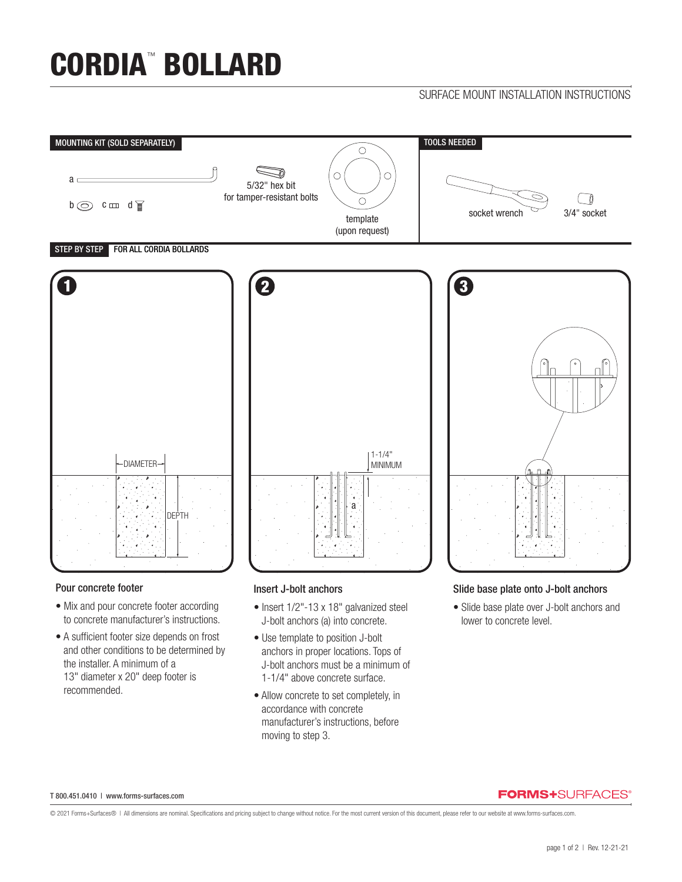# CORDIA™ BOLLARD

SURFACE MOUNT INSTALLATION INSTRUCTIONS

MOUNTING KIT (SOLD SEPARATELY)

a

b c d

5/32" hex bit for tamper-resistant bolts

template (upon request)

TOOLS NEEDED

socket wrench

3/4" socket

STEP BY STEP FOR ALL CORDIA BOLLARDS

## 1 Pour concrete footer

DIAMETER

DEPTH

- Mix and pour concrete footer according to concrete manufacturer's instructions.
- A sufficient footer size depends on frost and other conditions to be determined by the installer. A minimum of a 13" diameter x 20" deep footer is recommended.

## 2 Insert J-bolt anchors

1-1/4" MINIMUM

a

- Insert 1/2"-13 x 18" galvanized steel J-bolt anchors (a) into concrete.
- Use template to position J-bolt anchors in proper locations. Tops of J-bolt anchors must be a minimum of 1-1/4" above concrete surface.
- Allow concrete to set completely, in accordance with concrete manufacturer's instructions, before moving to step 3.

## 3 Slide base plate onto J-bolt anchors

- Slide base plate over J-bolt anchors and lower to concrete level.

T 800.451.0410 | www.forms-surfaces.com

FORMS+SURFACES®

© 2021 Forms+Surfaces® | All dimensions are nominal. Specifications and pricing subject to change without notice. For the most current version of this document, please refer to our website at www.forms-surfaces.com.

Rev. 12-21-21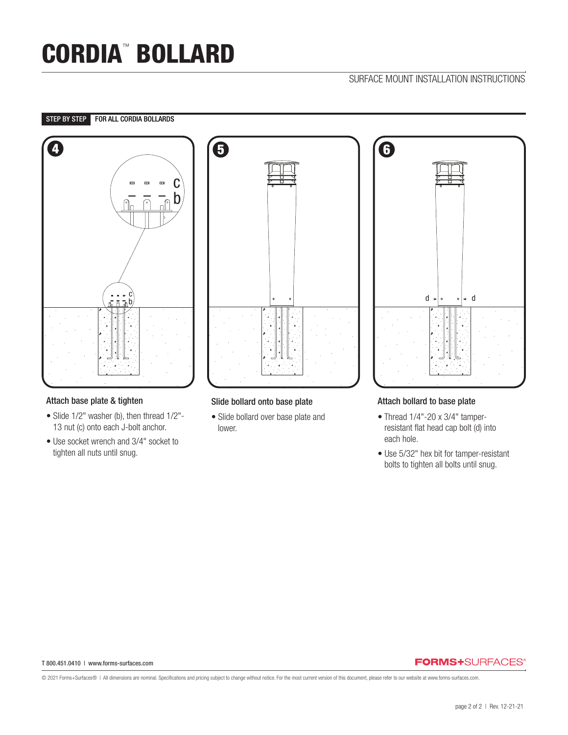# CORDIA™ BOLLARD

SURFACE MOUNT INSTALLATION INSTRUCTIONS

STEP BY STEP FOR ALL CORDIA BOLLARDS

## 4 Attach base plate & tighten

- Slide 1/2" washer (b), then thread 1/2"-13 nut (c) onto each J-bolt anchor.
- Use socket wrench and 3/4" socket to tighten all nuts until snug.

## 5 Slide bollard onto base plate

- Slide bollard over base plate and lower.

## 6 Attach bollard to base plate

- Thread 1/4"-20 x 3/4" tamper-resistant flat head cap bolt (d) into each hole.
- Use 5/32" hex bit for tamper-resistant bolts to tighten all bolts until snug.

T 800.451.0410 | www.forms-surfaces.com

FORMS+SURFACES®

© 2021 Forms+Surfaces® | All dimensions are nominal. Specifications and pricing subject to change without notice. For the most current version of this document, please refer to our website at www.forms-surfaces.com.

Rev. 12-21-21